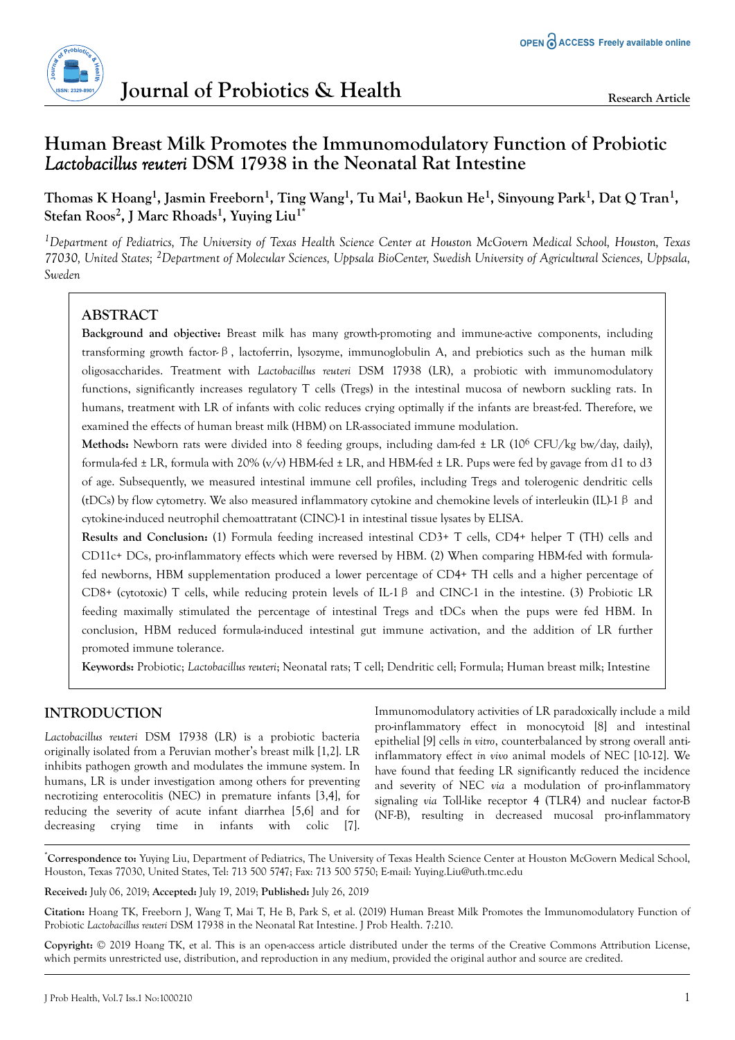# Human Breast Milk Promotes the Immunomodulatory Function of Probiotic *Lactobacillus reuteri* DSM 17938 in the Neonatal Rat Intestine

**Thomas K Hoang[1], Jasmin Freeborn[1], Ting Wang[1], Tu Mai[1], Baokun He[1], Sinyoung Park[1], Dat Q Tran[1], Stefan Roos[2], J Marc Rhoads[1], Yuying Liu[1*]**

*[1]Department of Pediatrics, The University of Texas Health Science Center at Houston McGovern Medical School, Houston, Texas 77030, United States; [2]Department of Molecular Sciences, Uppsala BioCenter, Swedish University of Agricultural Sciences, Uppsala, Sweden*

## ABSTRACT

**Background and objective:** Breast milk has many growth-promoting and immune-active components, including transforming growth factor-β, lactoferrin, lysozyme, immunoglobulin A, and prebiotics such as the human milk oligosaccharides. Treatment with *Lactobacillus reuteri* DSM 17938 (LR), a probiotic with immunomodulatory functions, significantly increases regulatory T cells (Tregs) in the intestinal mucosa of newborn suckling rats. In humans, treatment with LR of infants with colic reduces crying optimally if the infants are breast-fed. Therefore, we examined the effects of human breast milk (HBM) on LR-associated immune modulation.

**Methods:** Newborn rats were divided into 8 feeding groups, including dam-fed ± LR ($10^6$ CFU/kg bw/day, daily), formula-fed ± LR, formula with 20% (v/v) HBM-fed ± LR, and HBM-fed ± LR. Pups were fed by gavage from d1 to d3 of age. Subsequently, we measured intestinal immune cell profiles, including Tregs and tolerogenic dendritic cells (tDCs) by flow cytometry. We also measured inflammatory cytokine and chemokine levels of interleukin (IL)-1β and cytokine-induced neutrophil chemoattratant (CINC)-1 in intestinal tissue lysates by ELISA.

**Results and Conclusion:** (1) Formula feeding increased intestinal CD3+ T cells, CD4+ helper T (TH) cells and CD11c+ DCs, pro-inflammatory effects which were reversed by HBM. (2) When comparing HBM-fed with formula-fed newborns, HBM supplementation produced a lower percentage of CD4+ TH cells and a higher percentage of CD8+ (cytotoxic) T cells, while reducing protein levels of IL-1β and CINC-1 in the intestine. (3) Probiotic LR feeding maximally stimulated the percentage of intestinal Tregs and tDCs when the pups were fed HBM. In conclusion, HBM reduced formula-induced intestinal gut immune activation, and the addition of LR further promoted immune tolerance.

**Keywords:** Probiotic; *Lactobacillus reuteri*; Neonatal rats; T cell; Dendritic cell; Formula; Human breast milk; Intestine

## INTRODUCTION

*Lactobacillus reuteri* DSM 17938 (LR) is a probiotic bacteria originally isolated from a Peruvian mother's breast milk [1,2]. LR inhibits pathogen growth and modulates the immune system. In humans, LR is under investigation among others for preventing necrotizing enterocolitis (NEC) in premature infants [3,4], for reducing the severity of acute infant diarrhea [5,6] and for decreasing crying time in infants with colic [7]. Immunomodulatory activities of LR paradoxically include a mild pro-inflammatory effect in monocytoid [8] and intestinal epithelial [9] cells *in vitro*, counterbalanced by strong overall anti-inflammatory effect *in vivo* animal models of NEC [10-12]. We have found that feeding LR significantly reduced the incidence and severity of NEC *via* a modulation of pro-inflammatory signaling *via* Toll-like receptor 4 (TLR4) and nuclear factor-B (NF-B), resulting in decreased mucosal pro-inflammatory

*Correspondence to: Yuying Liu, Department of Pediatrics, The University of Texas Health Science Center at Houston McGovern Medical School, Houston, Texas 77030, United States, Tel: 713 500 5747; Fax: 713 500 5750; E-mail: Yuying.Liu@uth.tmc.edu

**Received:** July 06, 2019; **Accepted:** July 19, 2019; **Published:** July 26, 2019

**Citation:** Hoang TK, Freeborn J, Wang T, Mai T, He B, Park S, et al. (2019) Human Breast Milk Promotes the Immunomodulatory Function of Probiotic *Lactobacillus reuteri* DSM 17938 in the Neonatal Rat Intestine. J Prob Health. 7:210.

**Copyright:** © 2019 Hoang TK, et al. This is an open-access article distributed under the terms of the Creative Commons Attribution License, which permits unrestricted use, distribution, and reproduction in any medium, provided the original author and source are credited.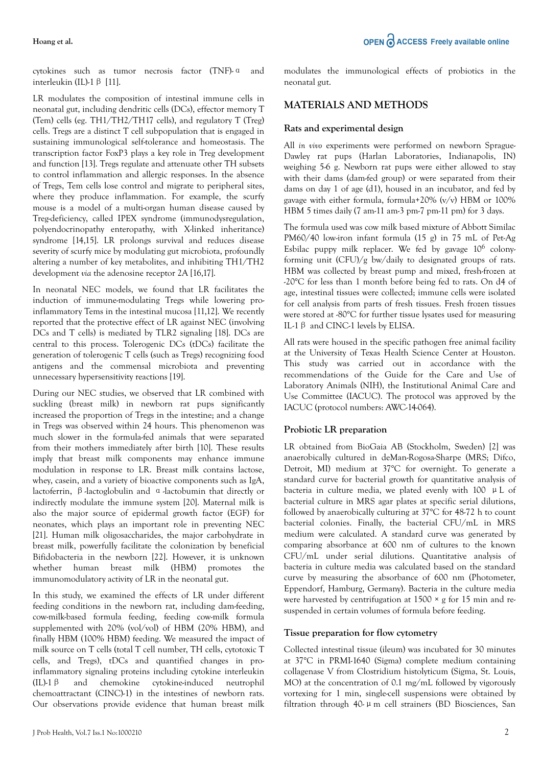cytokines such as tumor necrosis factor (TNF)-α and interleukin (IL)-1β [11].

LR modulates the composition of intestinal immune cells in neonatal gut, including dendritic cells (DCs), effector memory T (Tem) cells (eg. TH1/TH2/TH17 cells), and regulatory T (Treg) cells. Tregs are a distinct T cell subpopulation that is engaged in sustaining immunological self-tolerance and homeostasis. The transcription factor FoxP3 plays a key role in Treg development and function [13]. Tregs regulate and attenuate other TH subsets to control inflammation and allergic responses. In the absence of Tregs, Tem cells lose control and migrate to peripheral sites, where they produce inflammation. For example, the scurfy mouse is a model of a multi-organ human disease caused by Treg-deficiency, called IPEX syndrome (immunodysregulation, polyendocrinopathy enteropathy, with X-linked inheritance) syndrome [14,15]. LR prolongs survival and reduces disease severity of scurfy mice by modulating gut microbiota, profoundly altering a number of key metabolites, and inhibiting TH1/TH2 development *via* the adenosine receptor 2A [16,17].

In neonatal NEC models, we found that LR facilitates the induction of immune-modulating Tregs while lowering pro-inflammatory Tems in the intestinal mucosa [11,12]. We recently reported that the protective effect of LR against NEC (involving DCs and T cells) is mediated by TLR2 signaling [18]. DCs are central to this process. Tolerogenic DCs (tDCs) facilitate the generation of tolerogenic T cells (such as Tregs) recognizing food antigens and the commensal microbiota and preventing unnecessary hypersensitivity reactions [19].

During our NEC studies, we observed that LR combined with suckling (breast milk) in newborn rat pups significantly increased the proportion of Tregs in the intestine; and a change in Tregs was observed within 24 hours. This phenomenon was much slower in the formula-fed animals that were separated from their mothers immediately after birth [10]. These results imply that breast milk components may enhance immune modulation in response to LR. Breast milk contains lactose, whey, casein, and a variety of bioactive components such as IgA, lactoferrin, β-lactoglobulin and α-lactobumin that directly or indirectly modulate the immune system [20]. Maternal milk is also the major source of epidermal growth factor (EGF) for neonates, which plays an important role in preventing NEC [21]. Human milk oligosaccharides, the major carbohydrate in breast milk, powerfully facilitate the colonization by beneficial Bifidobacteria in the newborn [22]. However, it is unknown whether human breast milk (HBM) promotes the immunomodulatory activity of LR in the neonatal gut.

In this study, we examined the effects of LR under different feeding conditions in the newborn rat, including dam-feeding, cow-milk-based formula feeding, feeding cow-milk formula supplemented with 20% (vol/vol) of HBM (20% HBM), and finally HBM (100% HBM) feeding. We measured the impact of milk source on T cells (total T cell number, TH cells, cytotoxic T cells, and Tregs), tDCs and quantified changes in pro-inflammatory signaling proteins including cytokine interleukin (IL)-1β and chemokine cytokine-induced neutrophil chemoattractant (CINC)-1) in the intestines of newborn rats. Our observations provide evidence that human breast milk modulates the immunological effects of probiotics in the neonatal gut.

## MATERIALS AND METHODS

### Rats and experimental design

All *in vivo* experiments were performed on newborn Sprague-Dawley rat pups (Harlan Laboratories, Indianapolis, IN) weighing 5-6 g. Newborn rat pups were either allowed to stay with their dams (dam-fed group) or were separated from their dams on day 1 of age (d1), housed in an incubator, and fed by gavage with either formula, formula+20% (v/v) HBM or 100% HBM 5 times daily (7 am-11 am-3 pm-7 pm-11 pm) for 3 days.

The formula used was cow milk based mixture of Abbott Similac PM60/40 low-iron infant formula (15 g) in 75 mL of Pet-Ag Esbilac puppy milk replacer. We fed by gavage $10^6$ colony-forming unit (CFU)/g bw/daily to designated groups of rats. HBM was collected by breast pump and mixed, fresh-frozen at -20°C for less than 1 month before being fed to rats. On d4 of age, intestinal tissues were collected; immune cells were isolated for cell analysis from parts of fresh tissues. Fresh frozen tissues were stored at -80°C for further tissue lysates used for measuring IL-1β and CINC-1 levels by ELISA.

All rats were housed in the specific pathogen free animal facility at the University of Texas Health Science Center at Houston. This study was carried out in accordance with the recommendations of the Guide for the Care and Use of Laboratory Animals (NIH), the Institutional Animal Care and Use Committee (IACUC). The protocol was approved by the IACUC (protocol numbers: AWC-14-064).

### Probiotic LR preparation

LR obtained from BioGaia AB (Stockholm, Sweden) [2] was anaerobically cultured in deMan-Rogosa-Sharpe (MRS; Difco, Detroit, MI) medium at 37°C for overnight. To generate a standard curve for bacterial growth for quantitative analysis of bacteria in culture media, we plated evenly with 100 μL of bacterial culture in MRS agar plates at specific serial dilutions, followed by anaerobically culturing at 37°C for 48-72 h to count bacterial colonies. Finally, the bacterial CFU/mL in MRS medium were calculated. A standard curve was generated by comparing absorbance at 600 nm of cultures to the known CFU/mL under serial dilutions. Quantitative analysis of bacteria in culture media was calculated based on the standard curve by measuring the absorbance of 600 nm (Photometer, Eppendorf, Hamburg, Germany). Bacteria in the culture media were harvested by centrifugation at 1500 × g for 15 min and re-suspended in certain volumes of formula before feeding.

### Tissue preparation for flow cytometry

Collected intestinal tissue (ileum) was incubated for 30 minutes at 37°C in PRMI-1640 (Sigma) complete medium containing collagenase V from Clostridium histolyticum (Sigma, St. Louis, MO) at the concentration of 0.1 mg/mL followed by vigorously vortexing for 1 min, single-cell suspensions were obtained by filtration through 40-μm cell strainers (BD Biosciences, San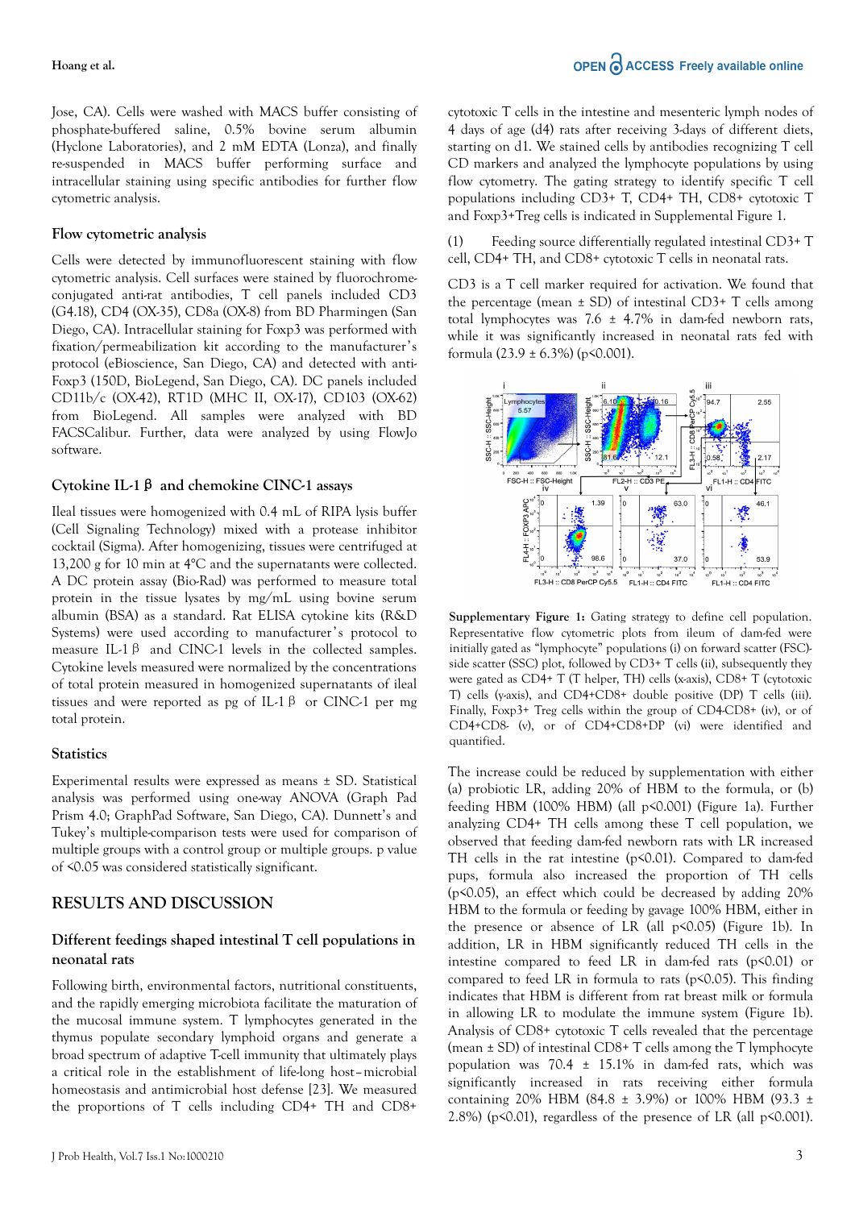Jose, CA). Cells were washed with MACS buffer consisting of phosphate-buffered saline, 0.5% bovine serum albumin (Hyclone Laboratories), and 2 mM EDTA (Lonza), and finally re-suspended in MACS buffer performing surface and intracellular staining using specific antibodies for further flow cytometric analysis.

### Flow cytometric analysis

Cells were detected by immunofluorescent staining with flow cytometric analysis. Cell surfaces were stained by fluorochrome-conjugated anti-rat antibodies, T cell panels included CD3 (G4.18), CD4 (OX-35), CD8a (OX-8) from BD Pharmingen (San Diego, CA). Intracellular staining for Foxp3 was performed with fixation/permeabilization kit according to the manufacturer's protocol (eBioscience, San Diego, CA) and detected with anti-Foxp3 (150D, BioLegend, San Diego, CA). DC panels included CD11b/c (OX-42), RT1D (MHC II, OX-17), CD103 (OX-62) from BioLegend. All samples were analyzed with BD FACSCalibur. Further, data were analyzed by using FlowJo software.

### Cytokine IL-1β and chemokine CINC-1 assays

Ileal tissues were homogenized with 0.4 mL of RIPA lysis buffer (Cell Signaling Technology) mixed with a protease inhibitor cocktail (Sigma). After homogenizing, tissues were centrifuged at 13,200 g for 10 min at 4°C and the supernatants were collected. A DC protein assay (Bio-Rad) was performed to measure total protein in the tissue lysates by mg/mL using bovine serum albumin (BSA) as a standard. Rat ELISA cytokine kits (R&D Systems) were used according to manufacturer's protocol to measure IL-1β and CINC-1 levels in the collected samples. Cytokine levels measured were normalized by the concentrations of total protein measured in homogenized supernatants of ileal tissues and were reported as pg of IL-1β or CINC-1 per mg total protein.

### Statistics

Experimental results were expressed as means ± SD. Statistical analysis was performed using one-way ANOVA (Graph Pad Prism 4.0; GraphPad Software, San Diego, CA). Dunnett's and Tukey's multiple-comparison tests were used for comparison of multiple groups with a control group or multiple groups. p value of <0.05 was considered statistically significant.

## RESULTS AND DISCUSSION

### Different feedings shaped intestinal T cell populations in neonatal rats

Following birth, environmental factors, nutritional constituents, and the rapidly emerging microbiota facilitate the maturation of the mucosal immune system. T lymphocytes generated in the thymus populate secondary lymphoid organs and generate a broad spectrum of adaptive T-cell immunity that ultimately plays a critical role in the establishment of life-long host–microbial homeostasis and antimicrobial host defense [23]. We measured the proportions of T cells including CD4+ TH and CD8+ cytotoxic T cells in the intestine and mesenteric lymph nodes of 4 days of age (d4) rats after receiving 3-days of different diets, starting on d1. We stained cells by antibodies recognizing T cell CD markers and analyzed the lymphocyte populations by using flow cytometry. The gating strategy to identify specific T cell populations including CD3+ T, CD4+ TH, CD8+ cytotoxic T and Foxp3+Treg cells is indicated in Supplemental Figure 1.

(1) Feeding source differentially regulated intestinal CD3+ T cell, CD4+ TH, and CD8+ cytotoxic T cells in neonatal rats.

CD3 is a T cell marker required for activation. We found that the percentage (mean ± SD) of intestinal CD3+ T cells among total lymphocytes was 7.6 ± 4.7% in dam-fed newborn rats, while it was significantly increased in neonatal rats fed with formula (23.9 ± 6.3%) ($p<0.001$).

**Supplementary Figure 1:** Gating strategy to define cell population. Representative flow cytometric plots from ileum of dam-fed were initially gated as "lymphocyte" populations (i) on forward scatter (FSC)-side scatter (SSC) plot, followed by CD3+ T cells (ii), subsequently they were gated as CD4+ T (T helper, TH) cells (x-axis), CD8+ T (cytotoxic T) cells (y-axis), and CD4+CD8+ double positive (DP) T cells (iii). Finally, Foxp3+ Treg cells within the group of CD4-CD8+ (iv), or of CD4+CD8- (v), or of CD4+CD8+DP (vi) were identified and quantified.

The increase could be reduced by supplementation with either (a) probiotic LR, adding 20% of HBM to the formula, or (b) feeding HBM (100% HBM) (all $p<0.001$) (Figure 1a). Further analyzing CD4+ TH cells among these T cell population, we observed that feeding dam-fed newborn rats with LR increased TH cells in the rat intestine ($p<0.01$). Compared to dam-fed pups, formula also increased the proportion of TH cells ($p<0.05$), an effect which could be decreased by adding 20% HBM to the formula or feeding by gavage 100% HBM, either in the presence or absence of LR (all $p<0.05$) (Figure 1b). In addition, LR in HBM significantly reduced TH cells in the intestine compared to feed LR in dam-fed rats ($p<0.01$) or compared to feed LR in formula to rats ($p<0.05$). This finding indicates that HBM is different from rat breast milk or formula in allowing LR to modulate the immune system (Figure 1b). Analysis of CD8+ cytotoxic T cells revealed that the percentage (mean ± SD) of intestinal CD8+ T cells among the T lymphocyte population was 70.4 ± 15.1% in dam-fed rats, which was significantly increased in rats receiving either formula containing 20% HBM (84.8 ± 3.9%) or 100% HBM (93.3 ± 2.8%) ($p<0.01$), regardless of the presence of LR (all $p<0.001$).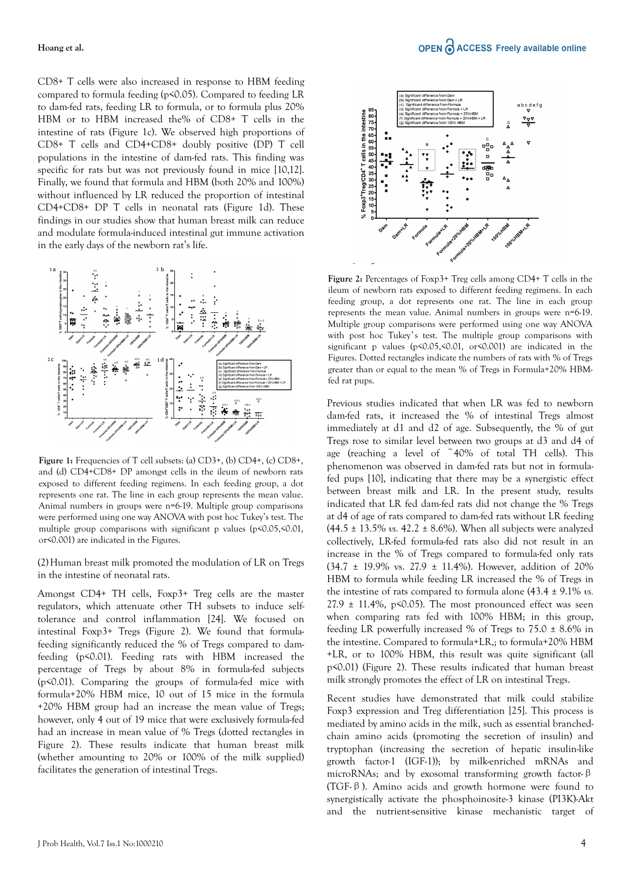CD8+ T cells were also increased in response to HBM feeding compared to formula feeding (p<0.05). Compared to feeding LR to dam-fed rats, feeding LR to formula, or to formula plus 20% HBM or to HBM increased the% of CD8+ T cells in the intestine of rats (Figure 1c). We observed high proportions of CD8+ T cells and CD4+CD8+ doubly positive (DP) T cell populations in the intestine of dam-fed rats. This finding was specific for rats but was not previously found in mice [10,12]. Finally, we found that formula and HBM (both 20% and 100%) without influenced by LR reduced the proportion of intestinal CD4+CD8+ DP T cells in neonatal rats (Figure 1d). These findings in our studies show that human breast milk can reduce and modulate formula-induced intestinal gut immune activation in the early days of the newborn rat's life.

**Figure 1:** Frequencies of T cell subsets: (a) CD3+, (b) CD4+, (c) CD8+, and (d) CD4+CD8+ DP amongst cells in the ileum of newborn rats exposed to different feeding regimens. In each feeding group, a dot represents one rat. The line in each group represents the mean value. Animal numbers in groups were n=6-19. Multiple group comparisons were performed using one way ANOVA with post hoc Tukey's test. The multiple group comparisons with significant p values (p<0.05,<0.01, or<0.001) are indicated in the Figures.

(2) Human breast milk promoted the modulation of LR on Tregs in the intestine of neonatal rats.

Amongst CD4+ TH cells, Foxp3+ Treg cells are the master regulators, which attenuate other TH subsets to induce self-tolerance and control inflammation [24]. We focused on intestinal Foxp3+ Tregs (Figure 2). We found that formula-feeding significantly reduced the % of Tregs compared to dam-feeding (p<0.01). Feeding rats with HBM increased the percentage of Tregs by about 8% in formula-fed subjects (p<0.01). Comparing the groups of formula-fed mice with formula+20% HBM mice, 10 out of 15 mice in the formula +20% HBM group had an increase the mean value of Tregs; however, only 4 out of 19 mice that were exclusively formula-fed had an increase in mean value of % Tregs (dotted rectangles in Figure 2). These results indicate that human breast milk (whether amounting to 20% or 100% of the milk supplied) facilitates the generation of intestinal Tregs.

**Figure 2:** Percentages of Foxp3+ Treg cells among CD4+ T cells in the ileum of newborn rats exposed to different feeding regimens. In each feeding group, a dot represents one rat. The line in each group represents the mean value. Animal numbers in groups were n=6-19. Multiple group comparisons were performed using one way ANOVA with post hoc Tukey's test. The multiple group comparisons with significant p values (p<0.05,<0.01, or<0.001) are indicated in the Figures. Dotted rectangles indicate the numbers of rats with % of Tregs greater than or equal to the mean % of Tregs in Formula+20% HBM-fed rat pups.

Previous studies indicated that when LR was fed to newborn dam-fed rats, it increased the % of intestinal Tregs almost immediately at d1 and d2 of age. Subsequently, the % of gut Tregs rose to similar level between two groups at d3 and d4 of age (reaching a level of ~40% of total TH cells). This phenomenon was observed in dam-fed rats but not in formula-fed pups [10], indicating that there may be a synergistic effect between breast milk and LR. In the present study, results indicated that LR fed dam-fed rats did not change the % Tregs at d4 of age of rats compared to dam-fed rats without LR feeding (44.5 ± 13.5% *vs.* 42.2 ± 8.6%). When all subjects were analyzed collectively, LR-fed formula-fed rats also did not result in an increase in the % of Tregs compared to formula-fed only rats (34.7 ± 19.9% vs. 27.9 ± 11.4%). However, addition of 20% HBM to formula while feeding LR increased the % of Tregs in the intestine of rats compared to formula alone (43.4 ± 9.1% *vs.* 27.9 ± 11.4%, p<0.05). The most pronounced effect was seen when comparing rats fed with 100% HBM; in this group, feeding LR powerfully increased % of Tregs to 75.0 ± 8.6% in the intestine. Compared to formula+LR,; to formula+20% HBM +LR, or to 100% HBM, this result was quite significant (all p<0.01) (Figure 2). These results indicated that human breast milk strongly promotes the effect of LR on intestinal Tregs.

Recent studies have demonstrated that milk could stabilize Foxp3 expression and Treg differentiation [25]. This process is mediated by amino acids in the milk, such as essential branched-chain amino acids (promoting the secretion of insulin) and tryptophan (increasing the secretion of hepatic insulin-like growth factor-1 (IGF-1)); by milk-enriched mRNAs and microRNAs; and by exosomal transforming growth factor-β (TGF-β). Amino acids and growth hormone were found to synergistically activate the phosphoinositide-3 kinase (PI3K)-Akt and the nutrient-sensitive kinase mechanistic target of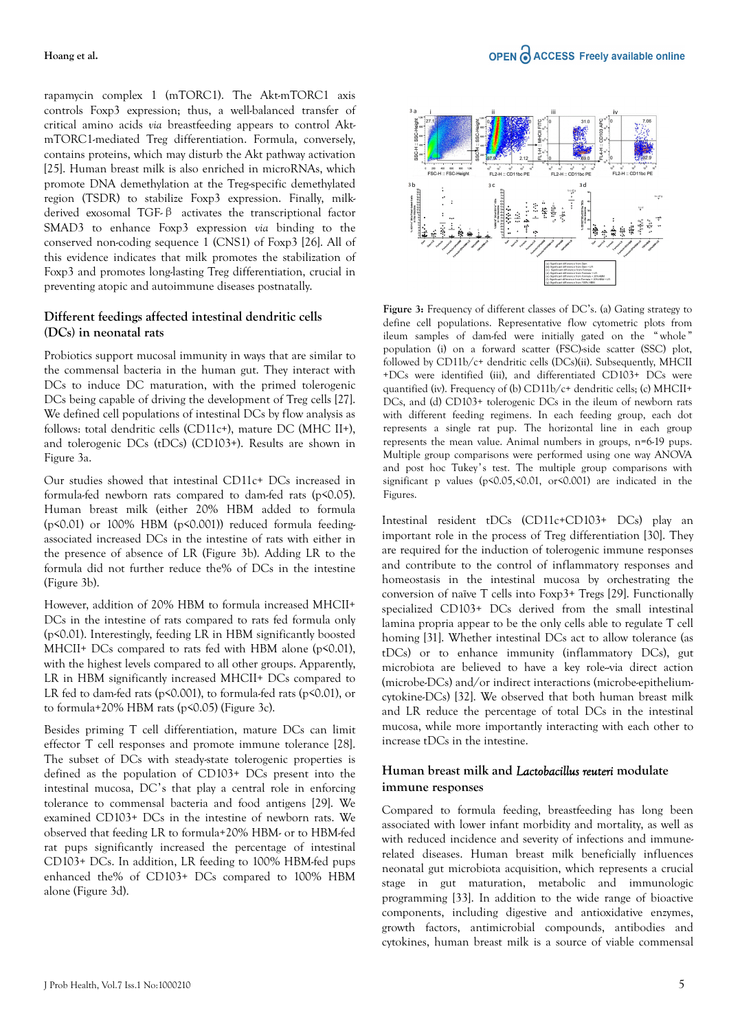rapamycin complex 1 (mTORC1). The Akt-mTORC1 axis controls Foxp3 expression; thus, a well-balanced transfer of critical amino acids *via* breastfeeding appears to control Akt-mTORC1-mediated Treg differentiation. Formula, conversely, contains proteins, which may disturb the Akt pathway activation [25]. Human breast milk is also enriched in microRNAs, which promote DNA demethylation at the Treg-specific demethylated region (TSDR) to stabilize Foxp3 expression. Finally, milk-derived exosomal TGF-β activates the transcriptional factor SMAD3 to enhance Foxp3 expression *via* binding to the conserved non-coding sequence 1 (CNS1) of Foxp3 [26]. All of this evidence indicates that milk promotes the stabilization of Foxp3 and promotes long-lasting Treg differentiation, crucial in preventing atopic and autoimmune diseases postnatally.

## Different feedings affected intestinal dendritic cells (DCs) in neonatal rats

Probiotics support mucosal immunity in ways that are similar to the commensal bacteria in the human gut. They interact with DCs to induce DC maturation, with the primed tolerogenic DCs being capable of driving the development of Treg cells [27]. We defined cell populations of intestinal DCs by flow analysis as follows: total dendritic cells (CD11c+), mature DC (MHC II+), and tolerogenic DCs (tDCs) (CD103+). Results are shown in Figure 3a.

Our studies showed that intestinal CD11c+ DCs increased in formula-fed newborn rats compared to dam-fed rats ($p<0.05$). Human breast milk (either 20% HBM added to formula ($p<0.01$) or 100% HBM ($p<0.001$)) reduced formula feeding-associated increased DCs in the intestine of rats with either in the presence of absence of LR (Figure 3b). Adding LR to the formula did not further reduce the% of DCs in the intestine (Figure 3b).

However, addition of 20% HBM to formula increased MHCII+ DCs in the intestine of rats compared to rats fed formula only ($p<0.01$). Interestingly, feeding LR in HBM significantly boosted MHCII+ DCs compared to rats fed with HBM alone ($p<0.01$), with the highest levels compared to all other groups. Apparently, LR in HBM significantly increased MHCII+ DCs compared to LR fed to dam-fed rats ($p<0.001$), to formula-fed rats ($p<0.01$), or to formula+20% HBM rats ($p<0.05$) (Figure 3c).

Besides priming T cell differentiation, mature DCs can limit effector T cell responses and promote immune tolerance [28]. The subset of DCs with steady-state tolerogenic properties is defined as the population of CD103+ DCs present into the intestinal mucosa, DC's that play a central role in enforcing tolerance to commensal bacteria and food antigens [29]. We examined CD103+ DCs in the intestine of newborn rats. We observed that feeding LR to formula+20% HBM- or to HBM-fed rat pups significantly increased the percentage of intestinal CD103+ DCs. In addition, LR feeding to 100% HBM-fed pups enhanced the% of CD103+ DCs compared to 100% HBM alone (Figure 3d).

**Figure 3:** Frequency of different classes of DC's. (a) Gating strategy to define cell populations. Representative flow cytometric plots from ileum samples of dam-fed were initially gated on the "whole" population (i) on a forward scatter (FSC)-side scatter (SSC) plot, followed by CD11b/c+ dendritic cells (DCs)(ii). Subsequently, MHCII +DCs were identified (iii), and differentiated CD103+ DCs were quantified (iv). Frequency of (b) CD11b/c+ dendritic cells; (c) MHCII+ DCs, and (d) CD103+ tolerogenic DCs in the ileum of newborn rats with different feeding regimens. In each feeding group, each dot represents a single rat pup. The horizontal line in each group represents the mean value. Animal numbers in groups, n=6-19 pups. Multiple group comparisons were performed using one way ANOVA and post hoc Tukey's test. The multiple group comparisons with significant p values ($p<0.05$, $<0.01$, or $<0.001$) are indicated in the Figures.

Intestinal resident tDCs (CD11c+CD103+ DCs) play an important role in the process of Treg differentiation [30]. They are required for the induction of tolerogenic immune responses and contribute to the control of inflammatory responses and homeostasis in the intestinal mucosa by orchestrating the conversion of naïve T cells into Foxp3+ Tregs [29]. Functionally specialized CD103+ DCs derived from the small intestinal lamina propria appear to be the only cells able to regulate T cell homing [31]. Whether intestinal DCs act to allow tolerance (as tDCs) or to enhance immunity (inflammatory DCs), gut microbiota are believed to have a key role-via direct action (microbe-DCs) and/or indirect interactions (microbe-epithelium-cytokine-DCs) [32]. We observed that both human breast milk and LR reduce the percentage of total DCs in the intestinal mucosa, while more importantly interacting with each other to increase tDCs in the intestine.

## Human breast milk and *Lactobacillus reuteri* modulate immune responses

Compared to formula feeding, breastfeeding has long been associated with lower infant morbidity and mortality, as well as with reduced incidence and severity of infections and immune-related diseases. Human breast milk beneficially influences neonatal gut microbiota acquisition, which represents a crucial stage in gut maturation, metabolic and immunologic programming [33]. In addition to the wide range of bioactive components, including digestive and antioxidative enzymes, growth factors, antimicrobial compounds, antibodies and cytokines, human breast milk is a source of viable commensal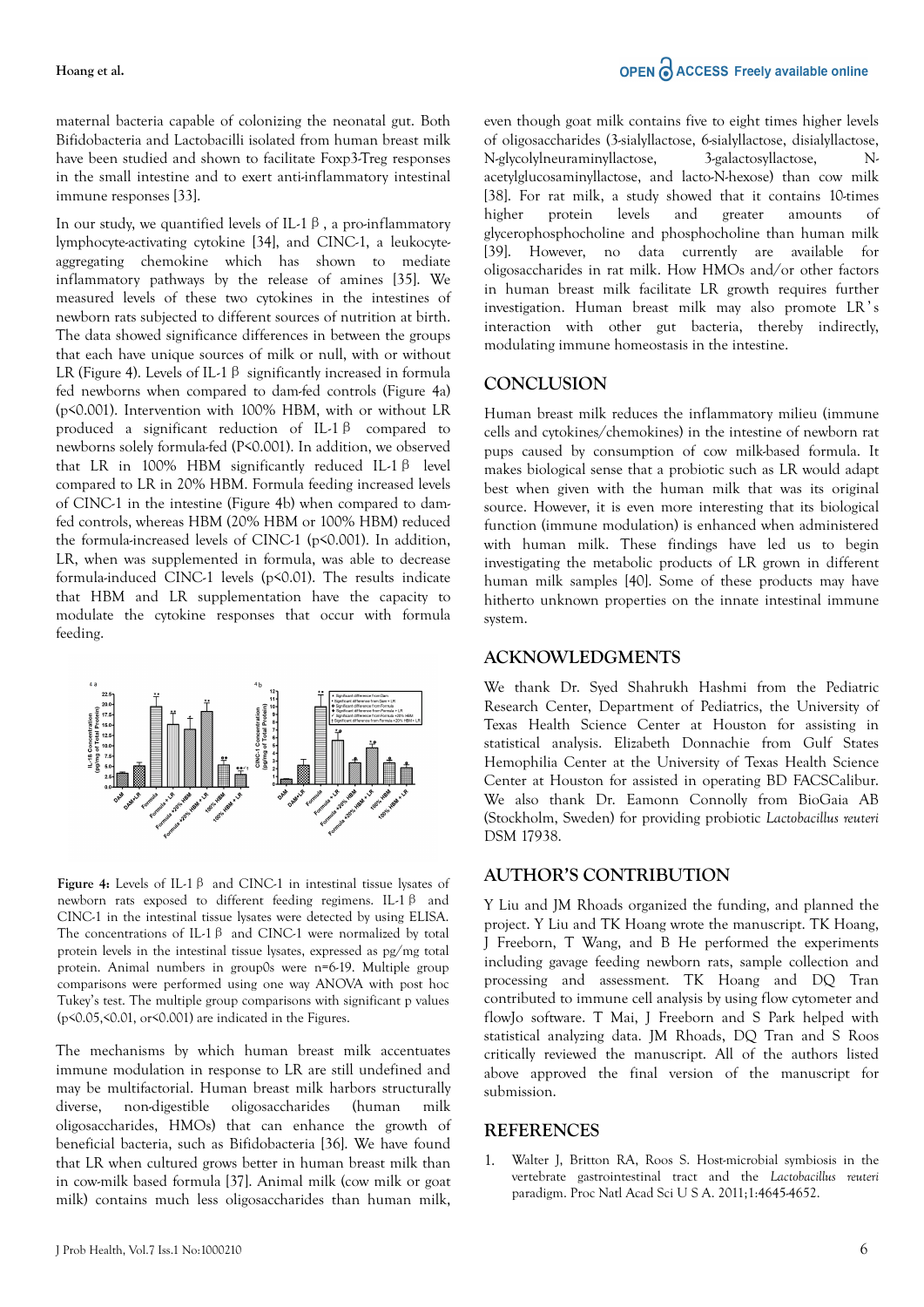maternal bacteria capable of colonizing the neonatal gut. Both Bifidobacteria and Lactobacilli isolated from human breast milk have been studied and shown to facilitate Foxp3-Treg responses in the small intestine and to exert anti-inflammatory intestinal immune responses [33].

In our study, we quantified levels of IL-1β, a pro-inflammatory lymphocyte-activating cytokine [34], and CINC-1, a leukocyte-aggregating chemokine which has shown to mediate inflammatory pathways by the release of amines [35]. We measured levels of these two cytokines in the intestines of newborn rats subjected to different sources of nutrition at birth. The data showed significance differences in between the groups that each have unique sources of milk or null, with or without LR (Figure 4). Levels of IL-1β significantly increased in formula fed newborns when compared to dam-fed controls (Figure 4a) ($p<0.001$). Intervention with 100% HBM, with or without LR produced a significant reduction of IL-1β compared to newborns solely formula-fed ($P<0.001$). In addition, we observed that LR in 100% HBM significantly reduced IL-1β level compared to LR in 20% HBM. Formula feeding increased levels of CINC-1 in the intestine (Figure 4b) when compared to dam-fed controls, whereas HBM (20% HBM or 100% HBM) reduced the formula-increased levels of CINC-1 ($p<0.001$). In addition, LR, when was supplemented in formula, was able to decrease formula-induced CINC-1 levels ($p<0.01$). The results indicate that HBM and LR supplementation have the capacity to modulate the cytokine responses that occur with formula feeding.

**Figure 4:** Levels of IL-1β and CINC-1 in intestinal tissue lysates of newborn rats exposed to different feeding regimens. IL-1β and CINC-1 in the intestinal tissue lysates were detected by using ELISA. The concentrations of IL-1β and CINC-1 were normalized by total protein levels in the intestinal tissue lysates, expressed as pg/mg total protein. Animal numbers in group0s were n=6-19. Multiple group comparisons were performed using one way ANOVA with post hoc Tukey's test. The multiple group comparisons with significant p values ($p<0.05$,$<0.01$, or$<0.001$) are indicated in the Figures.

The mechanisms by which human breast milk accentuates immune modulation in response to LR are still undefined and may be multifactorial. Human breast milk harbors structurally diverse, non-digestible oligosaccharides (human milk oligosaccharides, HMOs) that can enhance the growth of beneficial bacteria, such as Bifidobacteria [36]. We have found that LR when cultured grows better in human breast milk than in cow-milk based formula [37]. Animal milk (cow milk or goat milk) contains much less oligosaccharides than human milk, even though goat milk contains five to eight times higher levels of oligosaccharides (3-sialyllactose, 6-sialyllactose, disialyllactose, N-glycolylneuraminyllactose, 3-galactosyllactose, N-acetylglucosaminyllactose, and lacto-N-hexose) than cow milk [38]. For rat milk, a study showed that it contains 10-times higher protein levels and greater amounts of glycerophosphocholine and phosphocholine than human milk [39]. However, no data currently are available for oligosaccharides in rat milk. How HMOs and/or other factors in human breast milk facilitate LR growth requires further investigation. Human breast milk may also promote LR's interaction with other gut bacteria, thereby indirectly, modulating immune homeostasis in the intestine.

## CONCLUSION

Human breast milk reduces the inflammatory milieu (immune cells and cytokines/chemokines) in the intestine of newborn rat pups caused by consumption of cow milk-based formula. It makes biological sense that a probiotic such as LR would adapt best when given with the human milk that was its original source. However, it is even more interesting that its biological function (immune modulation) is enhanced when administered with human milk. These findings have led us to begin investigating the metabolic products of LR grown in different human milk samples [40]. Some of these products may have hitherto unknown properties on the innate intestinal immune system.

## ACKNOWLEDGMENTS

We thank Dr. Syed Shahrukh Hashmi from the Pediatric Research Center, Department of Pediatrics, the University of Texas Health Science Center at Houston for assisting in statistical analysis. Elizabeth Donnachie from Gulf States Hemophilia Center at the University of Texas Health Science Center at Houston for assisted in operating BD FACSCalibur. We also thank Dr. Eamonn Connolly from BioGaia AB (Stockholm, Sweden) for providing probiotic *Lactobacillus reuteri* DSM 17938.

## AUTHOR'S CONTRIBUTION

Y Liu and JM Rhoads organized the funding, and planned the project. Y Liu and TK Hoang wrote the manuscript. TK Hoang, J Freeborn, T Wang, and B He performed the experiments including gavage feeding newborn rats, sample collection and processing and assessment. TK Hoag and DQ Tran contributed to immune cell analysis by using flow cytometer and flowJo software. T Mai, J Freeborn and S Park helped with statistical analyzing data. JM Rhoads, DQ Tran and S Roos critically reviewed the manuscript. All of the authors listed above approved the final version of the manuscript for submission.

## REFERENCES

1. Walter J, Britton RA, Roos S. Host-microbial symbiosis in the vertebrate gastrointestinal tract and the *Lactobacillus reuteri* paradigm. Proc Natl Acad Sci U S A. 2011;1:4645-4652.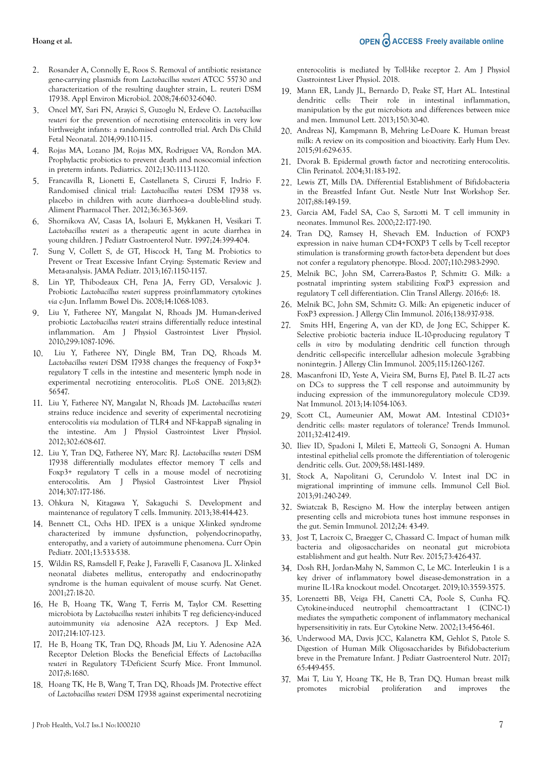2. Rosander A, Connolly E, Roos S. Removal of antibiotic resistance gene-carrying plasmids from *Lactobacillus reuteri* ATCC 55730 and characterization of the resulting daughter strain, L. reuteri DSM 17938. Appl Environ Microbiol. 2008;74:6032-6040.
3. Oncel MY, Sari FN, Arayici S, Guzoglu N, Erdeve O. *Lactobacillus reuteri* for the prevention of necrotising enterocolitis in very low birthweight infants: a randomised controlled trial. Arch Dis Child Fetal Neonatal. 2014;99:110-115.
4. Rojas MA, Lozano JM, Rojas MX, Rodriguez VA, Rondon MA. Prophylactic probiotics to prevent death and nosocomial infection in preterm infants. Pediatrics. 2012;130:1113-1120.
5. Francavilla R, Lionetti E, Castellaneta S, Ciruzzi F, Indrio F. Randomised clinical trial: *Lactobacillus reuteri* DSM 17938 vs. placebo in children with acute diarrhoea--a double-blind study. Aliment Pharmacol Ther. 2012;36:363-369.
6. Shornikova AV, Casas IA, Isolauri E, Mykkanen H, Vesikari T. *Lactobacillus reuteri* as a therapeutic agent in acute diarrhea in young children. J Pediatr Gastroenterol Nutr. 1997;24:399-404.
7. Sung V, Collett S, de GT, Hiscock H, Tang M. Probiotics to Prevent or Treat Excessive Infant Crying: Systematic Review and Meta-analysis. JAMA Pediatr. 2013;167:1150-1157.
8. Lin YP, Thibodeaux CH, Pena JA, Ferry GD, Versalovic J. Probiotic *Lactobacillus reuteri* suppress proinflammatory cytokines *via* c-Jun. Inflamm Bowel Dis. 2008;14:1068-1083.
9. Liu Y, Fatheree NY, Mangalat N, Rhoads JM. Human-derived probiotic *Lactobacillus reuteri* strains differentially reduce intestinal inflammation. Am J Physiol Gastrointest Liver Physiol. 2010;299:1087-1096.
10. Liu Y, Fatheree NY, Dingle BM, Tran DQ, Rhoads M. *Lactobacillus reuteri* DSM 17938 changes the frequency of Foxp3+ regulatory T cells in the intestine and mesenteric lymph node in experimental necrotizing enterocolitis. PLoS ONE. 2013;8(2): 56547.
11. Liu Y, Fatheree NY, Mangalat N, Rhoads JM. *Lactobacillus reuteri* strains reduce incidence and severity of experimental necrotizing enterocolitis *via* modulation of TLR4 and NF-kappaB signaling in the intestine. Am J Physiol Gastrointest Liver Physiol. 2012;302:608-617.
12. Liu Y, Tran DQ, Fatheree NY, Marc RJ. *Lactobacillus reuteri* DSM 17938 differentially modulates effector memory T cells and Foxp3+ regulatory T cells in a mouse model of necrotizing enterocolitis. Am J Physiol Gastrointest Liver Physiol 2014;307:177-186.
13. Ohkura N, Kitagawa Y, Sakaguchi S. Development and maintenance of regulatory T cells. Immunity. 2013;38:414-423.
14. Bennett CL, Ochs HD. IPEX is a unique X-linked syndrome characterized by immune dysfunction, polyendocrinopathy, enteropathy, and a variety of autoimmune phenomena. Curr Opin Pediatr. 2001;13:533-538.
15. Wildin RS, Ramsdell F, Peake J, Faravelli F, Casanova JL. X-linked neonatal diabetes mellitus, enteropathy and endocrinopathy syndrome is the human equivalent of mouse scurfy. Nat Genet. 2001;27:18-20.
16. He B, Hoang TK, Wang T, Ferris M, Taylor CM. Resetting microbiota by *Lactobacillus reuteri* inhibits T reg deficiency-induced autoimmunity *via* adenosine A2A receptors. J Exp Med. 2017;214:107-123.
17. He B, Hoang TK, Tran DQ, Rhoads JM, Liu Y. Adenosine A2A Receptor Deletion Blocks the Beneficial Effects of *Lactobacillus reuteri* in Regulatory T-Deficient Scurfy Mice. Front Immunol. 2017;8:1680.
18. Hoang TK, He B, Wang T, Tran DQ, Rhoads JM. Protective effect of *Lactobacillus reuteri* DSM 17938 against experimental necrotizing enterocolitis is mediated by Toll-like receptor 2. Am J Physiol Gastrointest Liver Physiol. 2018.
19. Mann ER, Landy JL, Bernardo D, Peake ST, Hart AL. Intestinal dendritic cells: Their role in intestinal inflammation, manipulation by the gut microbiota and differences between mice and men. Immunol Lett. 2013;150:30-40.
20. Andreas NJ, Kampmann B, Mehring Le-Doare K. Human breast milk: A review on its composition and bioactivity. Early Hum Dev. 2015;91:629-635.
21. Dvorak B. Epidermal growth factor and necrotizing enterocolitis. Clin Perinatol. 2004;31:183-192.
22. Lewis ZT, Mills DA. Differential Establishment of Bifidobacteria in the Breastfed Infant Gut. Nestle Nutr Inst Workshop Ser. 2017;88:149-159.
23. Garcia AM, Fadel SA, Cao S, Sarzotti M. T cell immunity in neonates. Immunol Res. 2000;22:177-190.
24. Tran DQ, Ramsey H, Shevach EM. Induction of FOXP3 expression in naive human CD4+FOXP3 T cells by T-cell receptor stimulation is transforming growth factor-beta dependent but does not confer a regulatory phenotype. Blood. 2007;110:2983-2990.
25. Melnik BC, John SM, Carrera-Bastos P, Schmitz G. Milk: a postnatal imprinting system stabilizing FoxP3 expression and regulatory T cell differentiation. Clin Transl Allergy. 2016;6: 18.
26. Melnik BC, John SM, Schmitz G. Milk: An epigenetic inducer of FoxP3 expression. J Allergy Clin Immunol. 2016;138:937-938.
27. Smits HH, Engering A, van der KD, de Jong EC, Schipper K. Selective probiotic bacteria induce IL-10-producing regulatory T cells *in vitro* by modulating dendritic cell function through dendritic cell-specific intercellular adhesion molecule 3-grabbing nonintegrin. J Allergy Clin Immunol. 2005;115:1260-1267.
28. Mascanfroni ID, Yeste A, Vieira SM, Burns EJ, Patel B. IL-27 acts on DCs to suppress the T cell response and autoimmunity by inducing expression of the immunoregulatory molecule CD39. Nat Immunol. 2013;14:1054-1063.
29. Scott CL, Aumeunier AM, Mowat AM. Intestinal CD103+ dendritic cells: master regulators of tolerance? Trends Immunol. 2011;32:412-419.
30. Iliev ID, Spadoni I, Mileti E, Matteoli G, Sonzogni A. Human intestinal epithelial cells promote the differentiation of tolerogenic dendritic cells. Gut. 2009;58:1481-1489.
31. Stock A, Napolitani G, Cerundolo V. Intest inal DC in migrational imprinting of immune cells. Immunol Cell Biol. 2013;91:240-249.
32. Swiatczak B, Rescigno M. How the interplay between antigen presenting cells and microbiota tunes host immune responses in the gut. Semin Immunol. 2012;24: 43-49.
33. Jost T, Lacroix C, Braegger C, Chassard C. Impact of human milk bacteria and oligosaccharides on neonatal gut microbiota establishment and gut health. Nutr Rev. 2015;73:426-437.
34. Dosh RH, Jordan-Mahy N, Sammon C, Le MC. Interleukin 1 is a key driver of inflammatory bowel disease-demonstration in a murine IL-1Ra knockout model. Oncotarget. 2019;10:3559-3575.
35. Lorenzetti BB, Veiga FH, Canetti CA, Poole S, Cunha FQ. Cytokine-induced neutrophil chemoattractant 1 (CINC-1) mediates the sympathetic component of inflammatory mechanical hypersensitivity in rats. Eur Cytokine Netw. 2002;13:456-461.
36. Underwood MA, Davis JCC, Kalanetra KM, Gehlot S, Patole S. Digestion of Human Milk Oligosaccharides by Bifidobacterium breve in the Premature Infant. J Pediatr Gastroenterol Nutr. 2017; 65:449-455.
37. Mai T, Liu Y, Hoang TK, He B, Tran DQ. Human breast milk promotes microbial proliferation and improves the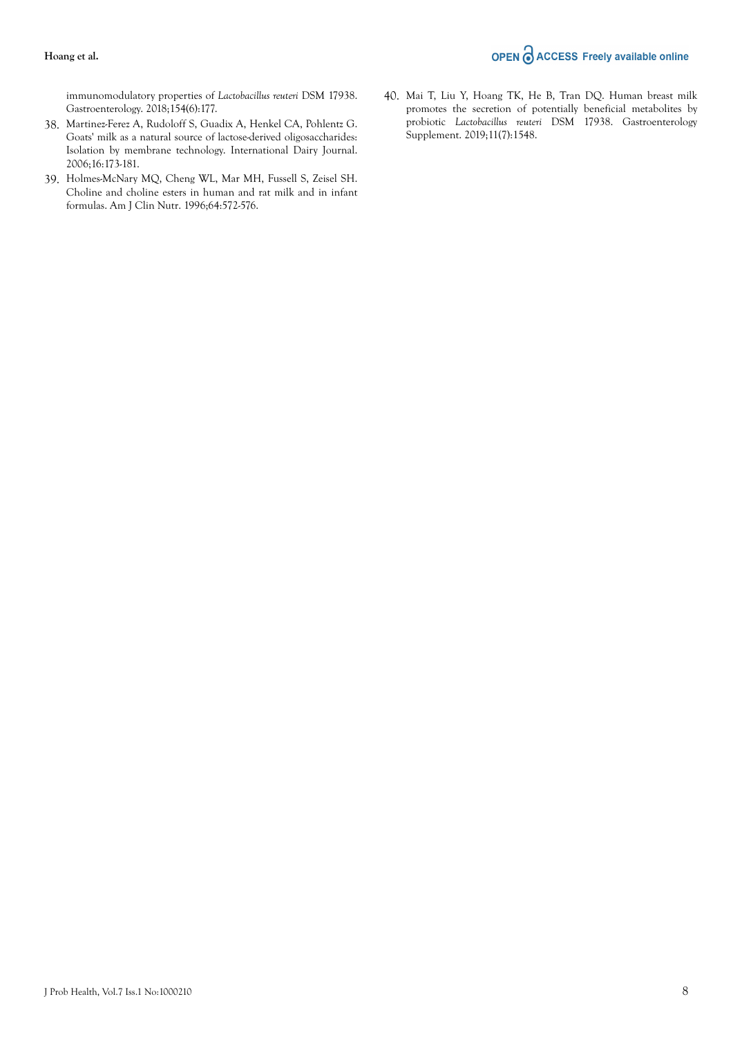immunomodulatory properties of *Lactobacillus reuteri* DSM 17938. Gastroenterology. 2018;154(6):177.

38. Martinez-Ferez A, Rudoloff S, Guadix A, Henkel CA, Pohlentz G. Goats' milk as a natural source of lactose-derived oligosaccharides: Isolation by membrane technology. International Dairy Journal. 2006;16:173-181.
39. Holmes-McNary MQ, Cheng WL, Mar MH, Fussell S, Zeisel SH. Choline and choline esters in human and rat milk and in infant formulas. Am J Clin Nutr. 1996;64:572-576.
40. Mai T, Liu Y, Hoang TK, He B, Tran DQ. Human breast milk promotes the secretion of potentially beneficial metabolites by probiotic *Lactobacillus reuteri* DSM 17938. Gastroenterology Supplement. 2019;11(7):1548.